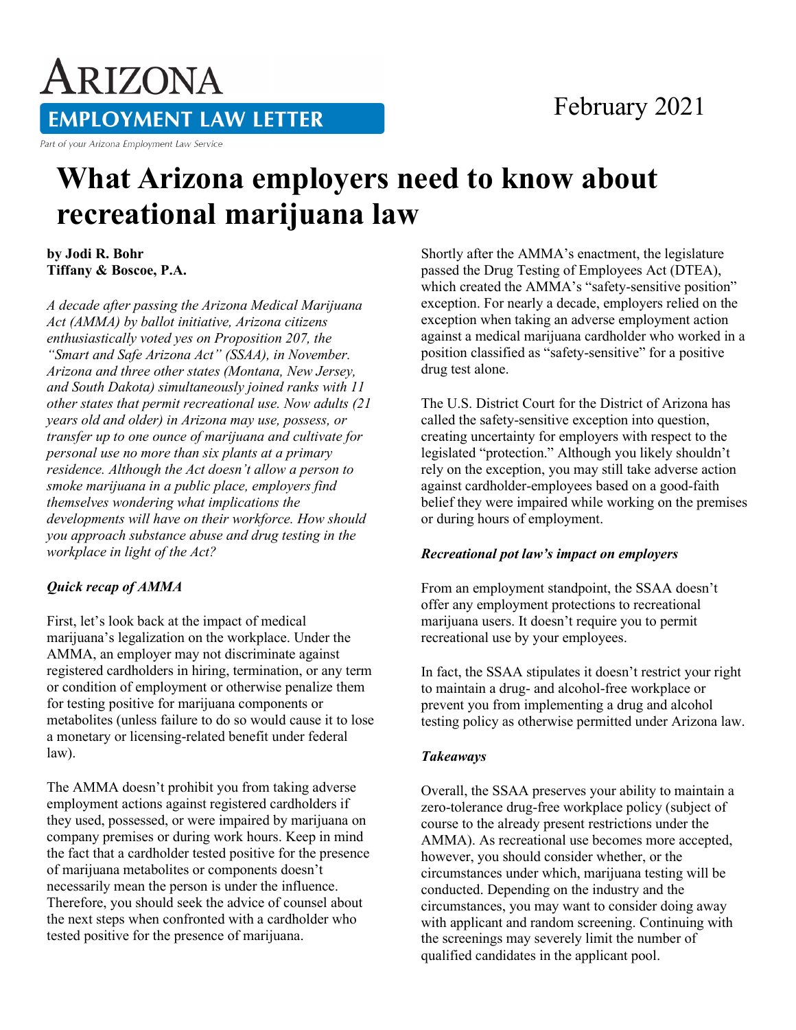# ARIZONA

## EMPLOYMENT LAW LETTER

*Part of your Arizona Employment Law Service*

February 2021

# What Arizona employers need to know about recreational marijuana law

**by Jodi R. Bohr**
**Tiffany & Boscoe, P.A.**

*A decade after passing the Arizona Medical Marijuana Act (AMMA) by ballot initiative, Arizona citizens enthusiastically voted yes on Proposition 207, the "Smart and Safe Arizona Act" (SSAA), in November. Arizona and three other states (Montana, New Jersey, and South Dakota) simultaneously joined ranks with 11 other states that permit recreational use. Now adults (21 years old and older) in Arizona may use, possess, or transfer up to one ounce of marijuana and cultivate for personal use no more than six plants at a primary residence. Although the Act doesn't allow a person to smoke marijuana in a public place, employers find themselves wondering what implications the developments will have on their workforce. How should you approach substance abuse and drug testing in the workplace in light of the Act?*

### *Quick recap of AMMA*

First, let's look back at the impact of medical marijuana's legalization on the workplace. Under the AMMA, an employer may not discriminate against registered cardholders in hiring, termination, or any term or condition of employment or otherwise penalize them for testing positive for marijuana components or metabolites (unless failure to do so would cause it to lose a monetary or licensing-related benefit under federal law).

The AMMA doesn't prohibit you from taking adverse employment actions against registered cardholders if they used, possessed, or were impaired by marijuana on company premises or during work hours. Keep in mind the fact that a cardholder tested positive for the presence of marijuana metabolites or components doesn't necessarily mean the person is under the influence. Therefore, you should seek the advice of counsel about the next steps when confronted with a cardholder who tested positive for the presence of marijuana.

Shortly after the AMMA's enactment, the legislature passed the Drug Testing of Employees Act (DTEA), which created the AMMA's "safety-sensitive position" exception. For nearly a decade, employers relied on the exception when taking an adverse employment action against a medical marijuana cardholder who worked in a position classified as "safety-sensitive" for a positive drug test alone.

The U.S. District Court for the District of Arizona has called the safety-sensitive exception into question, creating uncertainty for employers with respect to the legislated "protection." Although you likely shouldn't rely on the exception, you may still take adverse action against cardholder-employees based on a good-faith belief they were impaired while working on the premises or during hours of employment.

### *Recreational pot law's impact on employers*

From an employment standpoint, the SSAA doesn't offer any employment protections to recreational marijuana users. It doesn't require you to permit recreational use by your employees.

In fact, the SSAA stipulates it doesn't restrict your right to maintain a drug- and alcohol-free workplace or prevent you from implementing a drug and alcohol testing policy as otherwise permitted under Arizona law.

### *Takeaways*

Overall, the SSAA preserves your ability to maintain a zero-tolerance drug-free workplace policy (subject of course to the already present restrictions under the AMMA). As recreational use becomes more accepted, however, you should consider whether, or the circumstances under which, marijuana testing will be conducted. Depending on the industry and the circumstances, you may want to consider doing away with applicant and random screening. Continuing with the screenings may severely limit the number of qualified candidates in the applicant pool.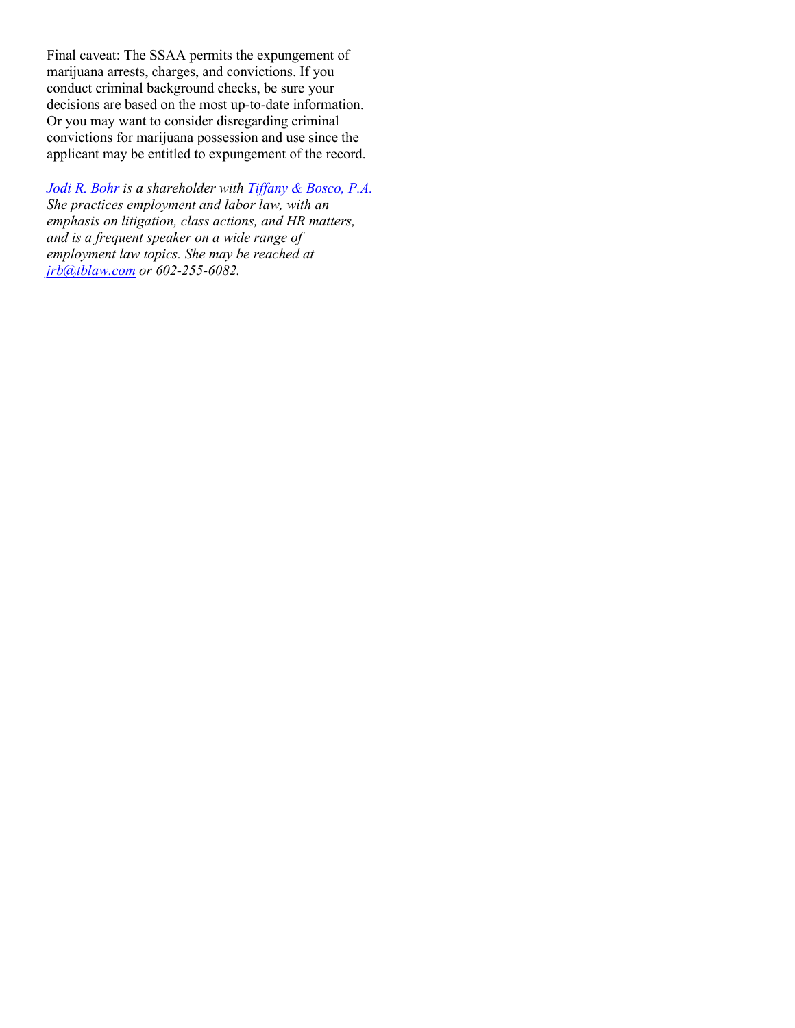Final caveat: The SSAA permits the expungement of marijuana arrests, charges, and convictions. If you conduct criminal background checks, be sure your decisions are based on the most up-to-date information. Or you may want to consider disregarding criminal convictions for marijuana possession and use since the applicant may be entitled to expungement of the record.

*Jodi R. Bohr is a shareholder with Tiffany & Bosco, P.A. She practices employment and labor law, with an emphasis on litigation, class actions, and HR matters, and is a frequent speaker on a wide range of employment law topics. She may be reached at jrb@tblaw.com or 602-255-6082.*